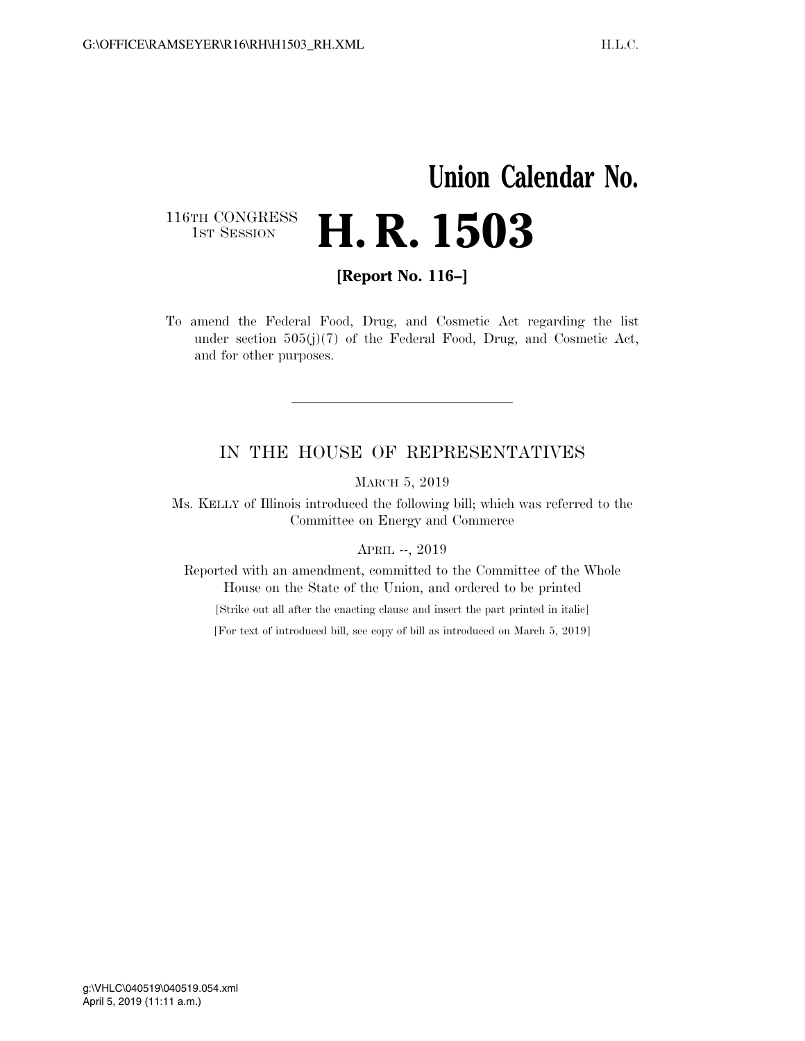# Union Calendar No.

116TH CONGRESS
1ST SESSION

# H. R. 1503

**[Report No. 116–]**

To amend the Federal Food, Drug, and Cosmetic Act regarding the list under section 505(j)(7) of the Federal Food, Drug, and Cosmetic Act, and for other purposes.

---

IN THE HOUSE OF REPRESENTATIVES

MARCH 5, 2019

Ms. KELLY of Illinois introduced the following bill; which was referred to the Committee on Energy and Commerce

APRIL --, 2019

Reported with an amendment, committed to the Committee of the Whole House on the State of the Union, and ordered to be printed

[Strike out all after the enacting clause and insert the part printed in italic]

[For text of introduced bill, see copy of bill as introduced on March 5, 2019]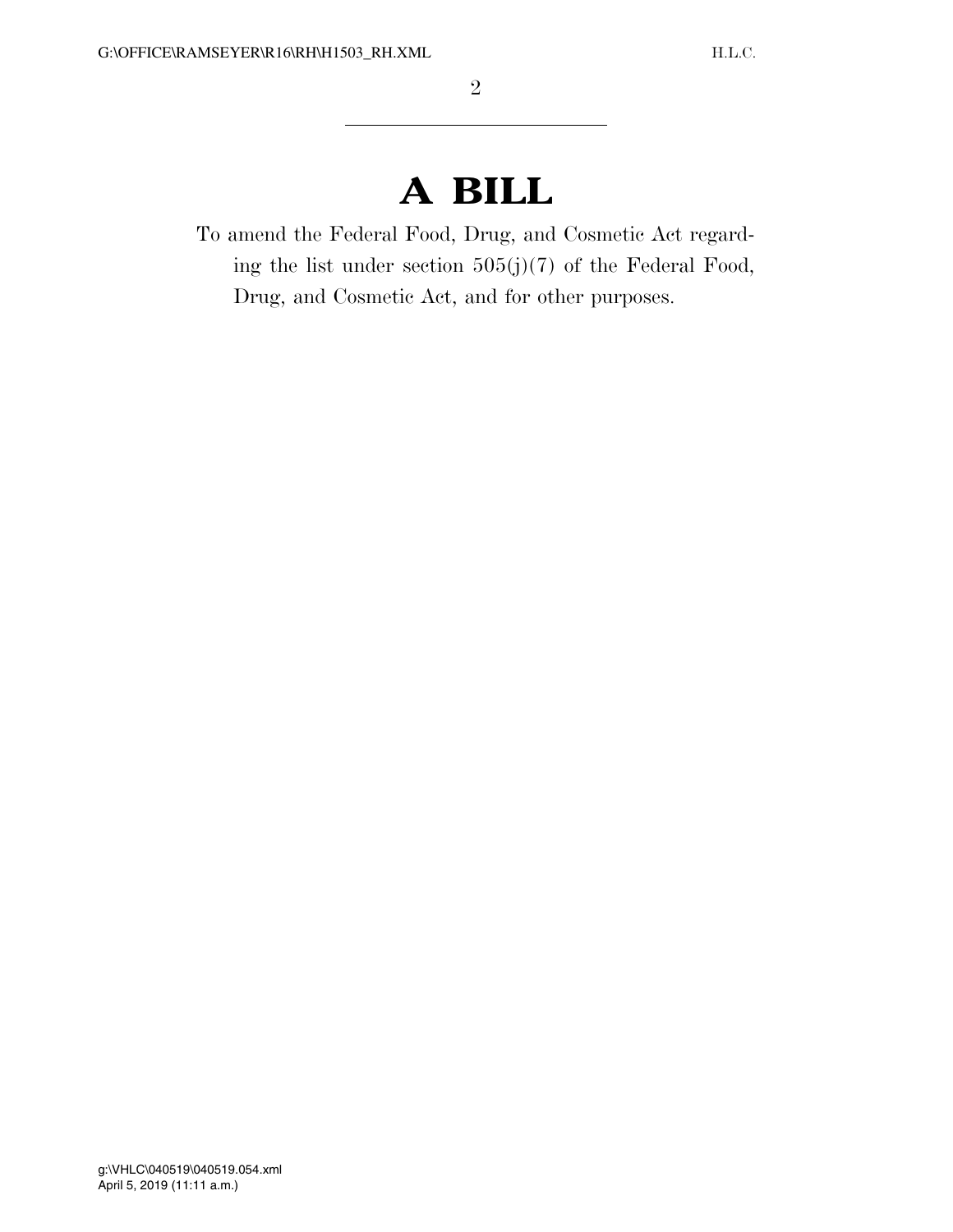# A BILL

To amend the Federal Food, Drug, and Cosmetic Act regarding the list under section 505(j)(7) of the Federal Food, Drug, and Cosmetic Act, and for other purposes.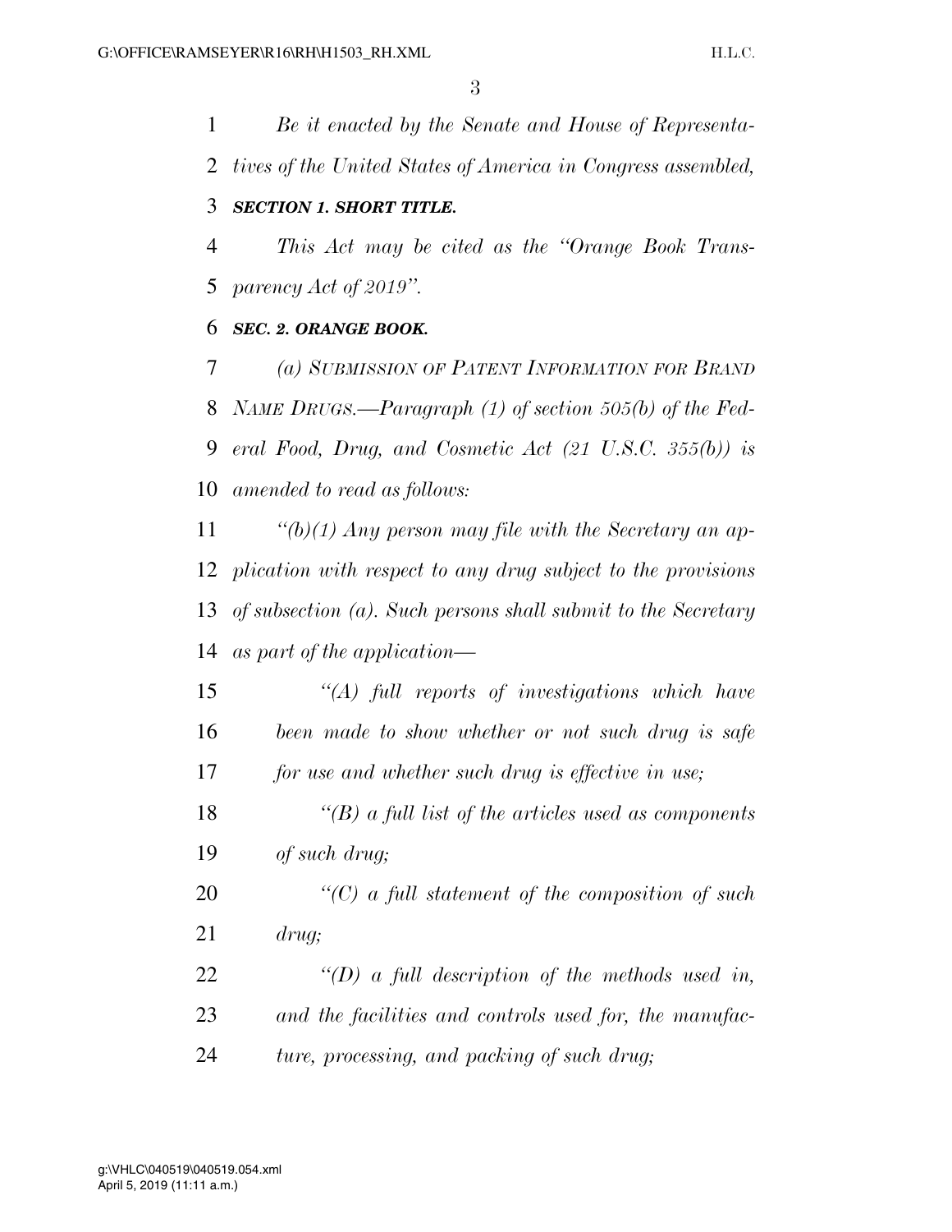*Be it enacted by the Senate and House of Representatives of the United States of America in Congress assembled,*

***SECTION 1. SHORT TITLE.***

*This Act may be cited as the "Orange Book Transparency Act of 2019".*

***SEC. 2. ORANGE BOOK.***

*(a) SUBMISSION OF PATENT INFORMATION FOR BRAND NAME DRUGS.—Paragraph (1) of section 505(b) of the Federal Food, Drug, and Cosmetic Act (21 U.S.C. 355(b)) is amended to read as follows:*

*"(b)(1) Any person may file with the Secretary an application with respect to any drug subject to the provisions of subsection (a). Such persons shall submit to the Secretary as part of the application—*

*"(A) full reports of investigations which have been made to show whether or not such drug is safe for use and whether such drug is effective in use;*

*"(B) a full list of the articles used as components of such drug;*

*"(C) a full statement of the composition of such drug;*

*"(D) a full description of the methods used in, and the facilities and controls used for, the manufacture, processing, and packing of such drug;*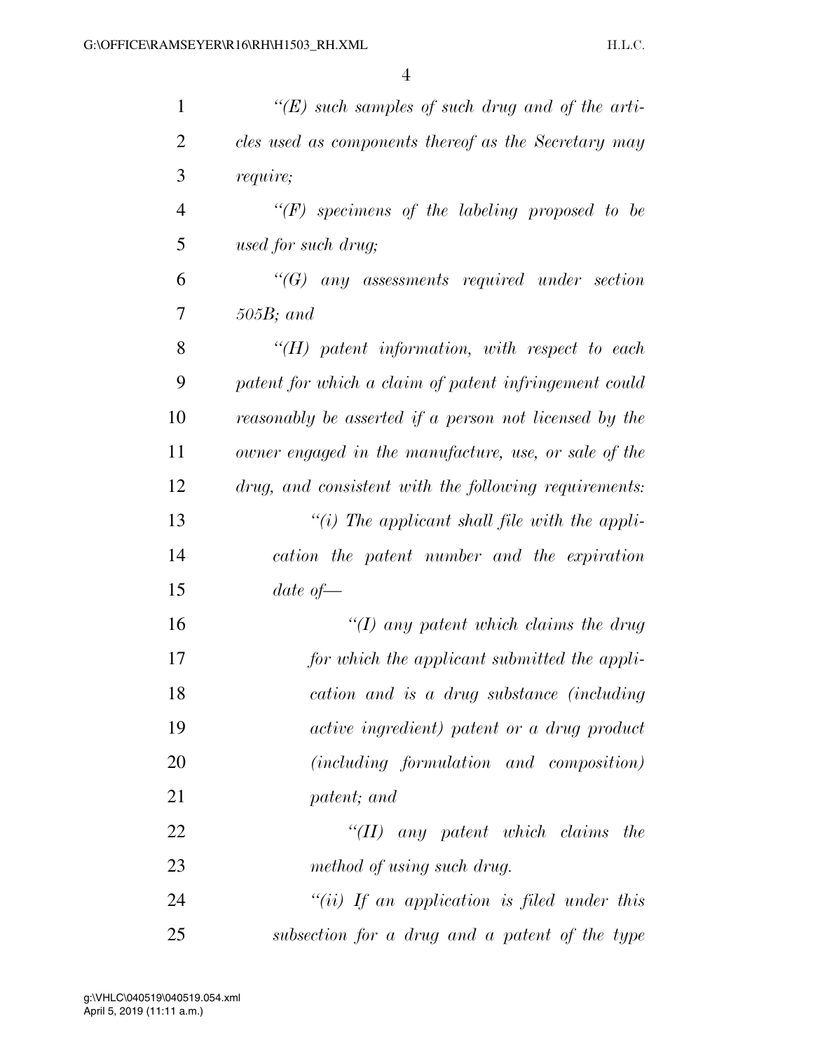*"(E) such samples of such drug and of the articles used as components thereof as the Secretary may require;*

*"(F) specimens of the labeling proposed to be used for such drug;*

*"(G) any assessments required under section 505B; and*

*"(H) patent information, with respect to each patent for which a claim of patent infringement could reasonably be asserted if a person not licensed by the owner engaged in the manufacture, use, or sale of the drug, and consistent with the following requirements:*

*"(i) The applicant shall file with the application the patent number and the expiration date of—*

*"(I) any patent which claims the drug for which the applicant submitted the application and is a drug substance (including active ingredient) patent or a drug product (including formulation and composition) patent; and*

*"(II) any patent which claims the method of using such drug.*

*"(ii) If an application is filed under this subsection for a drug and a patent of the type*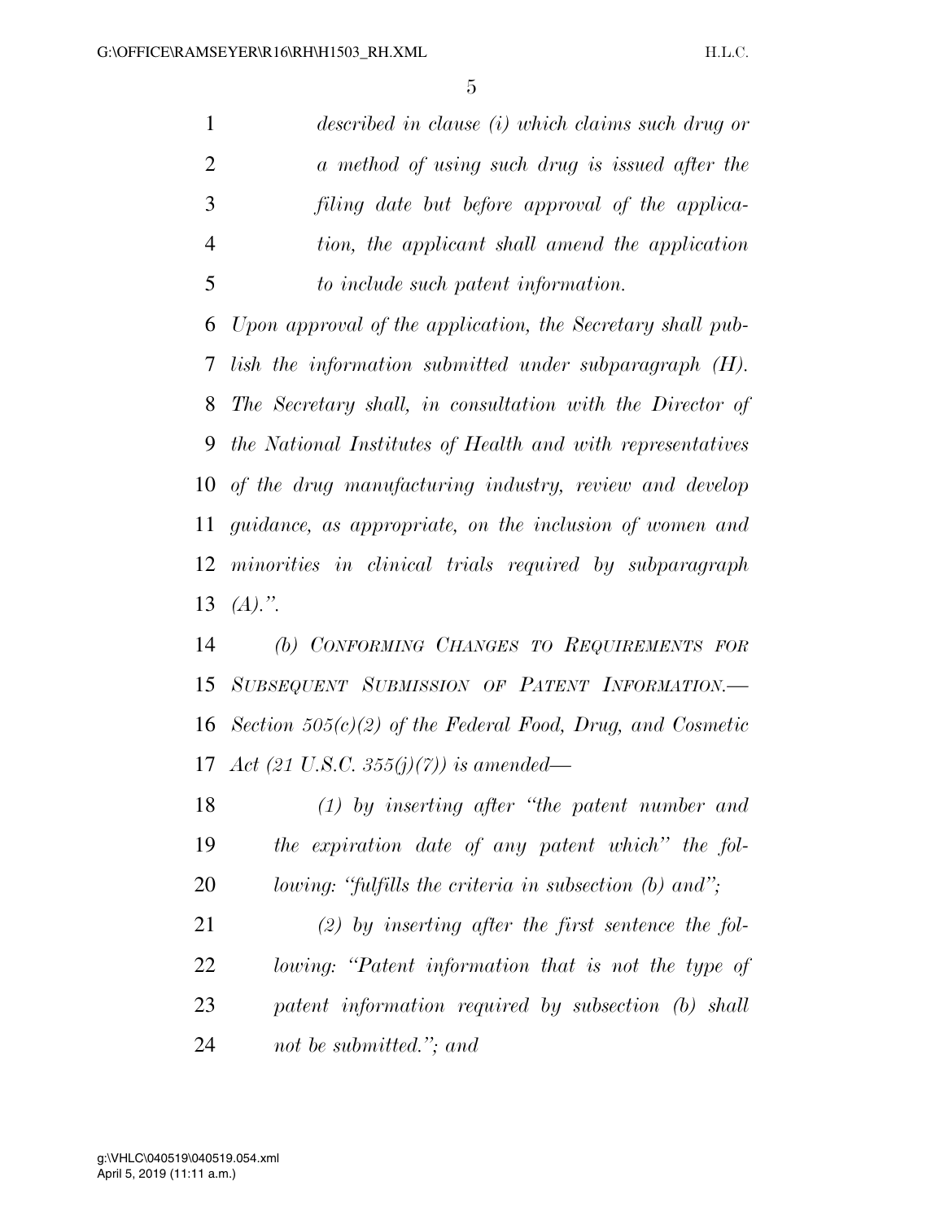*described in clause (i) which claims such drug or a method of using such drug is issued after the filing date but before approval of the application, the applicant shall amend the application to include such patent information.*

*Upon approval of the application, the Secretary shall publish the information submitted under subparagraph (H). The Secretary shall, in consultation with the Director of the National Institutes of Health and with representatives of the drug manufacturing industry, review and develop guidance, as appropriate, on the inclusion of women and minorities in clinical trials required by subparagraph (A).".*

*(b) CONFORMING CHANGES TO REQUIREMENTS FOR SUBSEQUENT SUBMISSION OF PATENT INFORMATION.—Section 505(c)(2) of the Federal Food, Drug, and Cosmetic Act (21 U.S.C. 355(j)(7)) is amended—*

*(1) by inserting after "the patent number and the expiration date of any patent which" the following: "fulfills the criteria in subsection (b) and";*

*(2) by inserting after the first sentence the following: "Patent information that is not the type of patent information required by subsection (b) shall not be submitted."; and*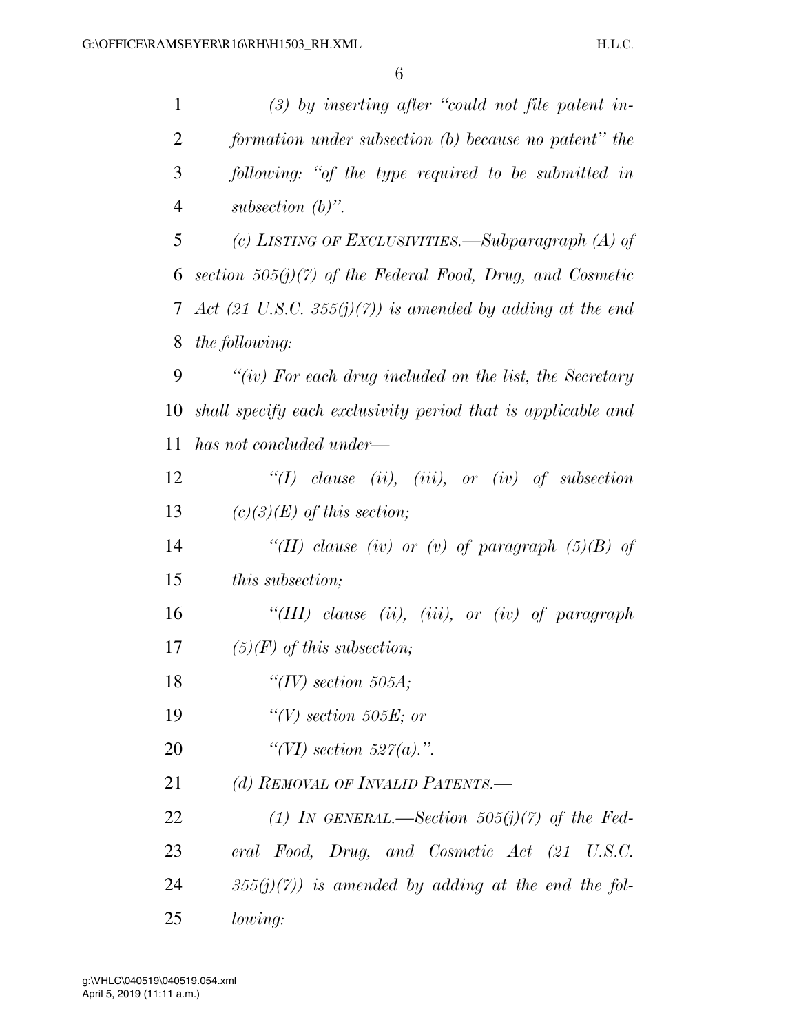*(3) by inserting after "could not file patent information under subsection (b) because no patent" the following: "of the type required to be submitted in subsection (b)".*

*(c) LISTING OF EXCLUSIVITIES.—Subparagraph (A) of section 505(j)(7) of the Federal Food, Drug, and Cosmetic Act (21 U.S.C. 355(j)(7)) is amended by adding at the end the following:*

*"(iv) For each drug included on the list, the Secretary shall specify each exclusivity period that is applicable and has not concluded under—*

*"(I) clause (ii), (iii), or (iv) of subsection (c)(3)(E) of this section;*

*"(II) clause (iv) or (v) of paragraph (5)(B) of this subsection;*

*"(III) clause (ii), (iii), or (iv) of paragraph (5)(F) of this subsection;*

*"(IV) section 505A;*

*"(V) section 505E; or*

*"(VI) section 527(a).".*

*(d) REMOVAL OF INVALID PATENTS.—*

*(1) IN GENERAL.—Section 505(j)(7) of the Federal Food, Drug, and Cosmetic Act (21 U.S.C. 355(j)(7)) is amended by adding at the end the following:*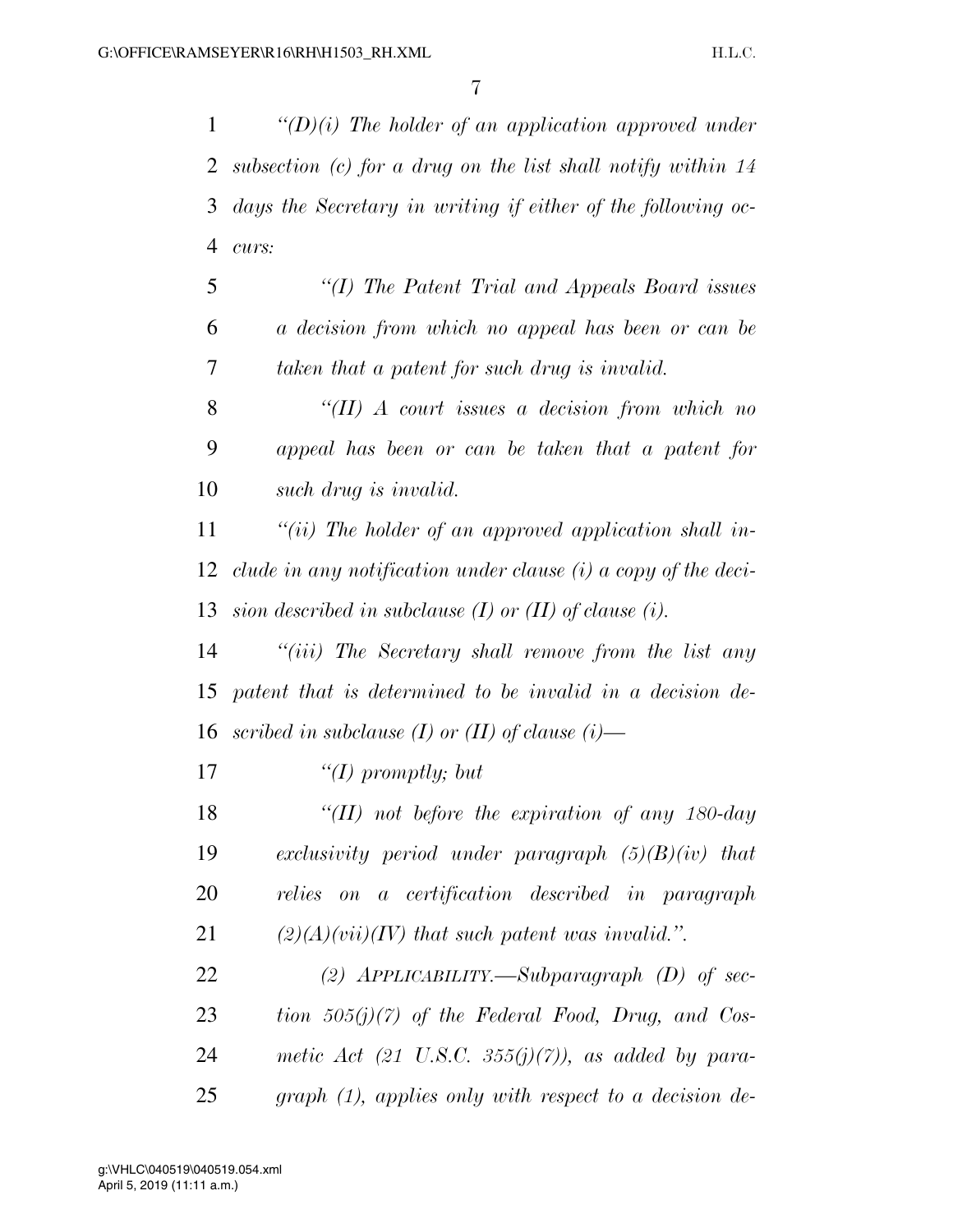*"(D)(i) The holder of an application approved under subsection (c) for a drug on the list shall notify within 14 days the Secretary in writing if either of the following occurs:*

*"(I) The Patent Trial and Appeals Board issues a decision from which no appeal has been or can be taken that a patent for such drug is invalid.*

*"(II) A court issues a decision from which no appeal has been or can be taken that a patent for such drug is invalid.*

*"(ii) The holder of an approved application shall include in any notification under clause (i) a copy of the decision described in subclause (I) or (II) of clause (i).*

*"(iii) The Secretary shall remove from the list any patent that is determined to be invalid in a decision described in subclause (I) or (II) of clause (i)—*

*"(I) promptly; but*

*"(II) not before the expiration of any 180-day exclusivity period under paragraph (5)(B)(iv) that relies on a certification described in paragraph (2)(A)(vii)(IV) that such patent was invalid.".*

*(2) APPLICABILITY.—Subparagraph (D) of section 505(j)(7) of the Federal Food, Drug, and Cosmetic Act (21 U.S.C. 355(j)(7)), as added by paragraph (1), applies only with respect to a decision de-*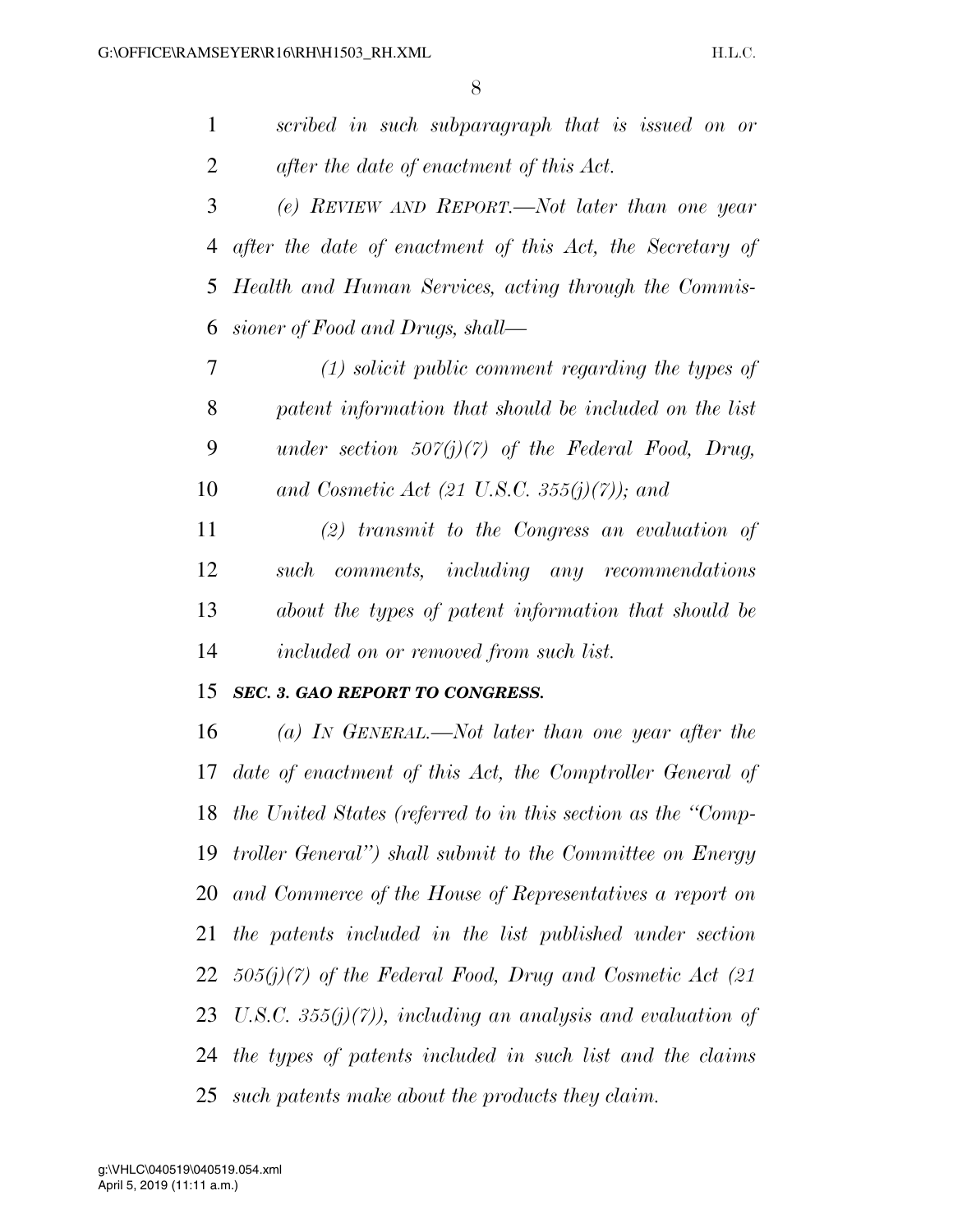*scribed in such subparagraph that is issued on or after the date of enactment of this Act.*

*(e) REVIEW AND REPORT.—Not later than one year after the date of enactment of this Act, the Secretary of Health and Human Services, acting through the Commissioner of Food and Drugs, shall—*

*(1) solicit public comment regarding the types of patent information that should be included on the list under section 507(j)(7) of the Federal Food, Drug, and Cosmetic Act (21 U.S.C. 355(j)(7)); and*

*(2) transmit to the Congress an evaluation of such comments, including any recommendations about the types of patent information that should be included on or removed from such list.*

***SEC. 3. GAO REPORT TO CONGRESS.***

*(a) IN GENERAL.—Not later than one year after the date of enactment of this Act, the Comptroller General of the United States (referred to in this section as the "Comptroller General") shall submit to the Committee on Energy and Commerce of the House of Representatives a report on the patents included in the list published under section 505(j)(7) of the Federal Food, Drug and Cosmetic Act (21 U.S.C. 355(j)(7)), including an analysis and evaluation of the types of patents included in such list and the claims such patents make about the products they claim.*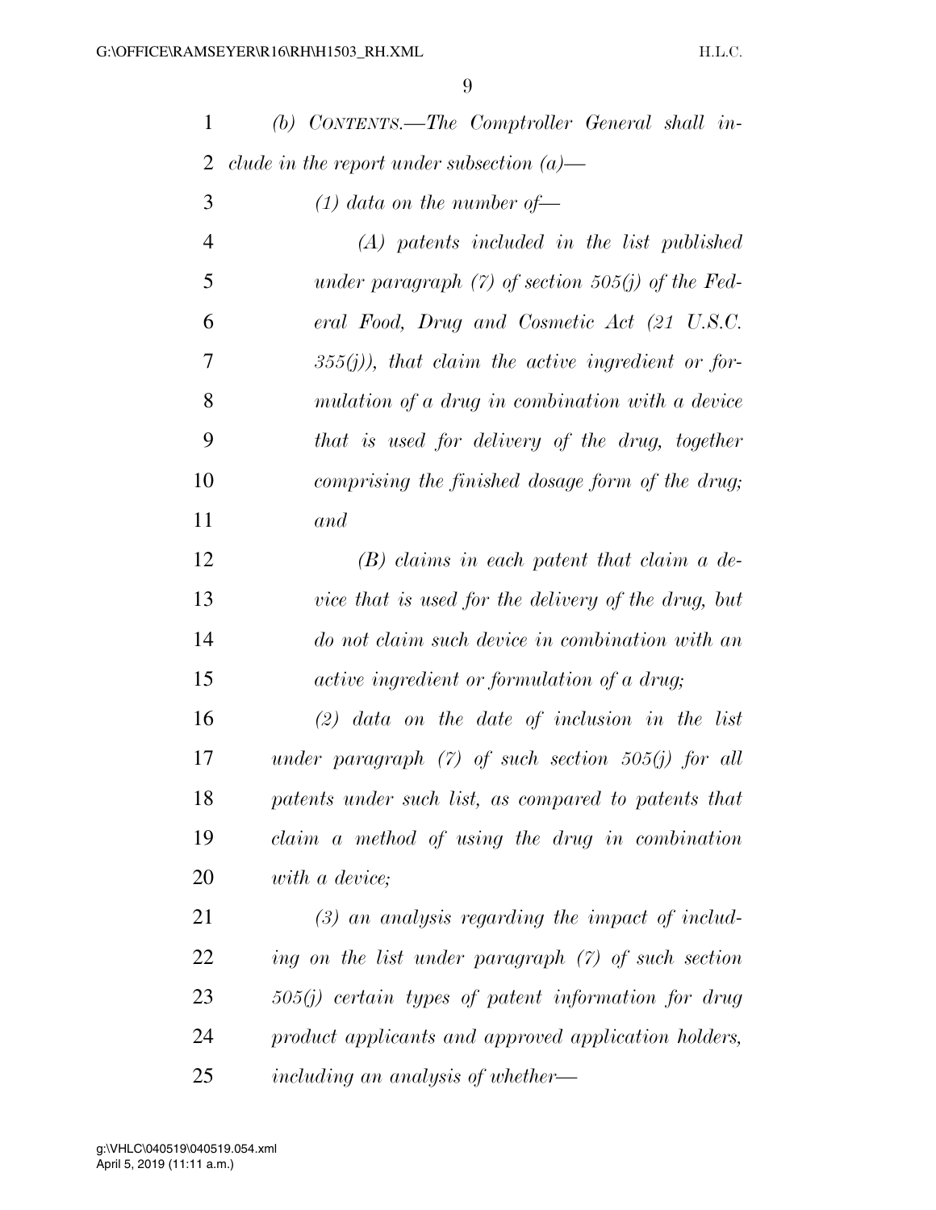*(b) CONTENTS.—The Comptroller General shall include in the report under subsection (a)—*

*(1) data on the number of—*

*(A) patents included in the list published under paragraph (7) of section 505(j) of the Federal Food, Drug and Cosmetic Act (21 U.S.C. 355(j)), that claim the active ingredient or formulation of a drug in combination with a device that is used for delivery of the drug, together comprising the finished dosage form of the drug; and*

*(B) claims in each patent that claim a device that is used for the delivery of the drug, but do not claim such device in combination with an active ingredient or formulation of a drug;*

*(2) data on the date of inclusion in the list under paragraph (7) of such section 505(j) for all patents under such list, as compared to patents that claim a method of using the drug in combination with a device;*

*(3) an analysis regarding the impact of including on the list under paragraph (7) of such section 505(j) certain types of patent information for drug product applicants and approved application holders, including an analysis of whether—*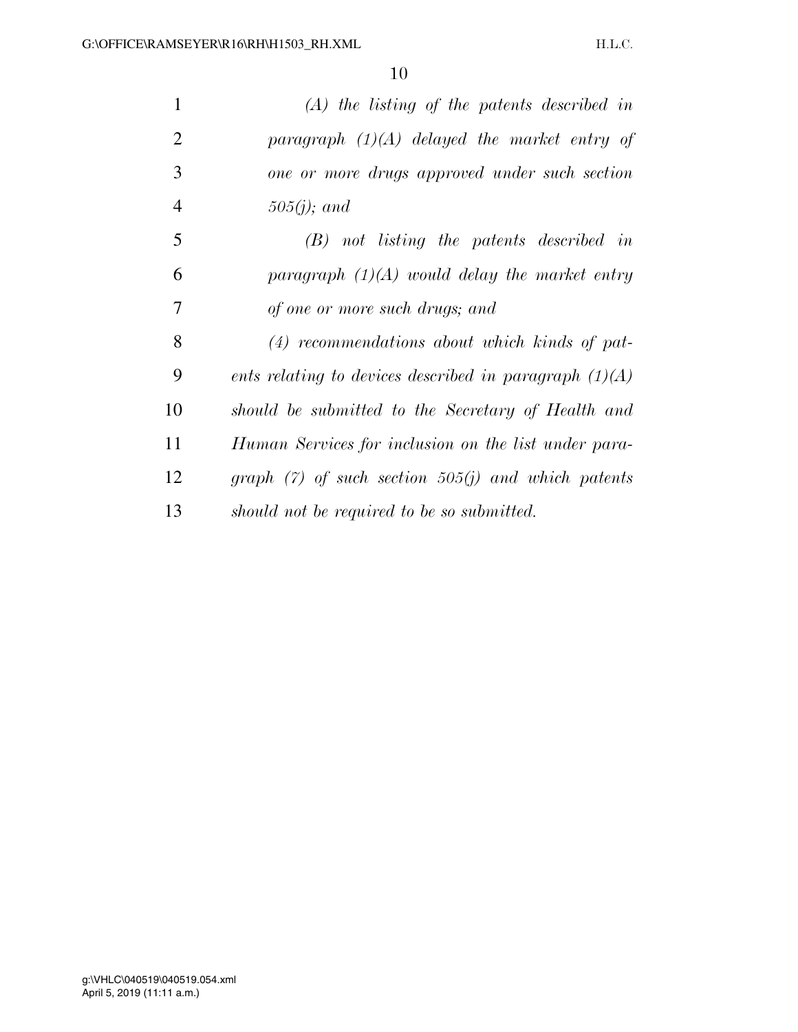*(A) the listing of the patents described in paragraph (1)(A) delayed the market entry of one or more drugs approved under such section 505(j); and*

*(B) not listing the patents described in paragraph (1)(A) would delay the market entry of one or more such drugs; and*

*(4) recommendations about which kinds of patents relating to devices described in paragraph (1)(A) should be submitted to the Secretary of Health and Human Services for inclusion on the list under paragraph (7) of such section 505(j) and which patents should not be required to be so submitted.*